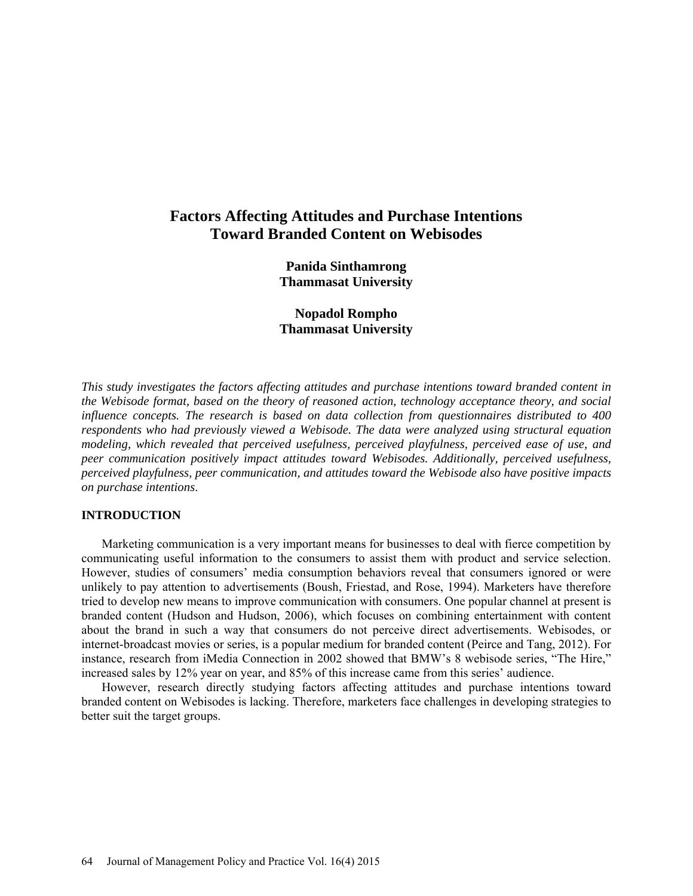# Factors Affecting Attitudes and Purchase Intentions Toward Branded Content on Webisodes

**Panida Sinthamrong**
**Thammasat University**

**Nopadol Rompho**
**Thammasat University**

*This study investigates the factors affecting attitudes and purchase intentions toward branded content in the Webisode format, based on the theory of reasoned action, technology acceptance theory, and social influence concepts. The research is based on data collection from questionnaires distributed to 400 respondents who had previously viewed a Webisode. The data were analyzed using structural equation modeling, which revealed that perceived usefulness, perceived playfulness, perceived ease of use, and peer communication positively impact attitudes toward Webisodes. Additionally, perceived usefulness, perceived playfulness, peer communication, and attitudes toward the Webisode also have positive impacts on purchase intentions.*

## INTRODUCTION

Marketing communication is a very important means for businesses to deal with fierce competition by communicating useful information to the consumers to assist them with product and service selection. However, studies of consumers' media consumption behaviors reveal that consumers ignored or were unlikely to pay attention to advertisements (Boush, Friestad, and Rose, 1994). Marketers have therefore tried to develop new means to improve communication with consumers. One popular channel at present is branded content (Hudson and Hudson, 2006), which focuses on combining entertainment with content about the brand in such a way that consumers do not perceive direct advertisements. Webisodes, or internet-broadcast movies or series, is a popular medium for branded content (Peirce and Tang, 2012). For instance, research from iMedia Connection in 2002 showed that BMW's 8 webisode series, "The Hire," increased sales by 12% year on year, and 85% of this increase came from this series' audience.

However, research directly studying factors affecting attitudes and purchase intentions toward branded content on Webisodes is lacking. Therefore, marketers face challenges in developing strategies to better suit the target groups.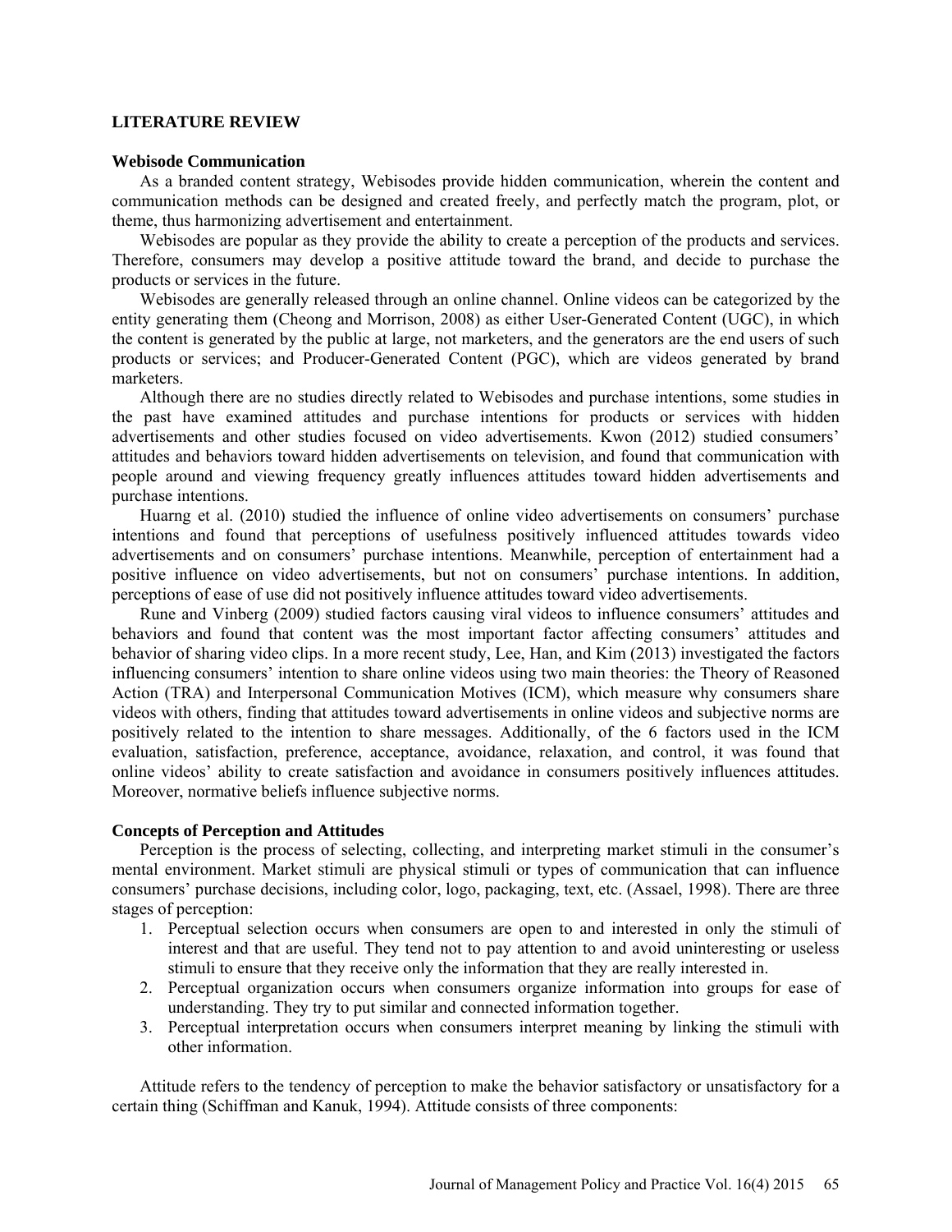## LITERATURE REVIEW

### Webisode Communication

As a branded content strategy, Webisodes provide hidden communication, wherein the content and communication methods can be designed and created freely, and perfectly match the program, plot, or theme, thus harmonizing advertisement and entertainment.

Webisodes are popular as they provide the ability to create a perception of the products and services. Therefore, consumers may develop a positive attitude toward the brand, and decide to purchase the products or services in the future.

Webisodes are generally released through an online channel. Online videos can be categorized by the entity generating them (Cheong and Morrison, 2008) as either User-Generated Content (UGC), in which the content is generated by the public at large, not marketers, and the generators are the end users of such products or services; and Producer-Generated Content (PGC), which are videos generated by brand marketers.

Although there are no studies directly related to Webisodes and purchase intentions, some studies in the past have examined attitudes and purchase intentions for products or services with hidden advertisements and other studies focused on video advertisements. Kwon (2012) studied consumers' attitudes and behaviors toward hidden advertisements on television, and found that communication with people around and viewing frequency greatly influences attitudes toward hidden advertisements and purchase intentions.

Huarng et al. (2010) studied the influence of online video advertisements on consumers' purchase intentions and found that perceptions of usefulness positively influenced attitudes towards video advertisements and on consumers' purchase intentions. Meanwhile, perception of entertainment had a positive influence on video advertisements, but not on consumers' purchase intentions. In addition, perceptions of ease of use did not positively influence attitudes toward video advertisements.

Rune and Vinberg (2009) studied factors causing viral videos to influence consumers' attitudes and behaviors and found that content was the most important factor affecting consumers' attitudes and behavior of sharing video clips. In a more recent study, Lee, Han, and Kim (2013) investigated the factors influencing consumers' intention to share online videos using two main theories: the Theory of Reasoned Action (TRA) and Interpersonal Communication Motives (ICM), which measure why consumers share videos with others, finding that attitudes toward advertisements in online videos and subjective norms are positively related to the intention to share messages. Additionally, of the 6 factors used in the ICM evaluation, satisfaction, preference, acceptance, avoidance, relaxation, and control, it was found that online videos' ability to create satisfaction and avoidance in consumers positively influences attitudes. Moreover, normative beliefs influence subjective norms.

### Concepts of Perception and Attitudes

Perception is the process of selecting, collecting, and interpreting market stimuli in the consumer's mental environment. Market stimuli are physical stimuli or types of communication that can influence consumers' purchase decisions, including color, logo, packaging, text, etc. (Assael, 1998). There are three stages of perception:

1. Perceptual selection occurs when consumers are open to and interested in only the stimuli of interest and that are useful. They tend not to pay attention to and avoid uninteresting or useless stimuli to ensure that they receive only the information that they are really interested in.
2. Perceptual organization occurs when consumers organize information into groups for ease of understanding. They try to put similar and connected information together.
3. Perceptual interpretation occurs when consumers interpret meaning by linking the stimuli with other information.

Attitude refers to the tendency of perception to make the behavior satisfactory or unsatisfactory for a certain thing (Schiffman and Kanuk, 1994). Attitude consists of three components: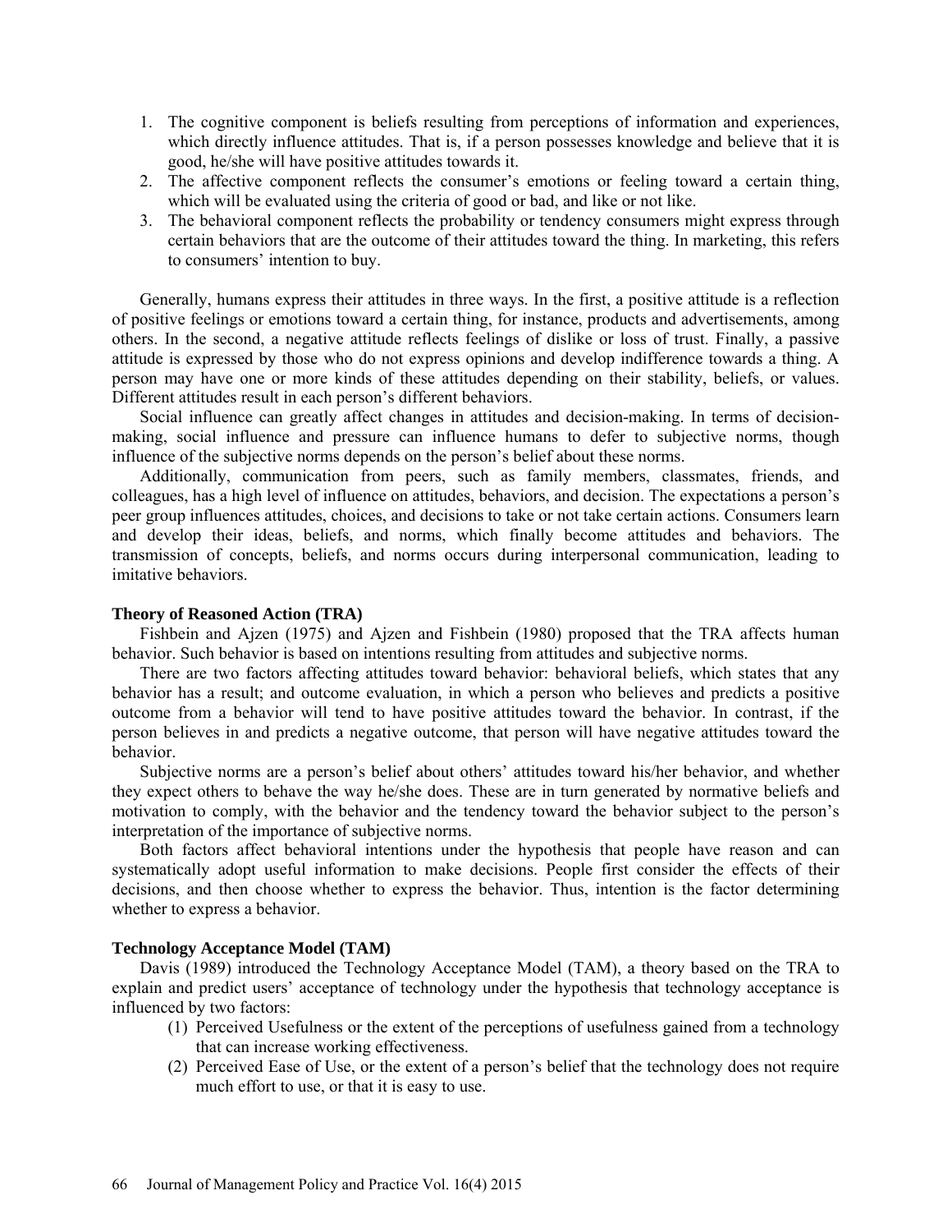1. The cognitive component is beliefs resulting from perceptions of information and experiences, which directly influence attitudes. That is, if a person possesses knowledge and believe that it is good, he/she will have positive attitudes towards it.
2. The affective component reflects the consumer's emotions or feeling toward a certain thing, which will be evaluated using the criteria of good or bad, and like or not like.
3. The behavioral component reflects the probability or tendency consumers might express through certain behaviors that are the outcome of their attitudes toward the thing. In marketing, this refers to consumers' intention to buy.

Generally, humans express their attitudes in three ways. In the first, a positive attitude is a reflection of positive feelings or emotions toward a certain thing, for instance, products and advertisements, among others. In the second, a negative attitude reflects feelings of dislike or loss of trust. Finally, a passive attitude is expressed by those who do not express opinions and develop indifference towards a thing. A person may have one or more kinds of these attitudes depending on their stability, beliefs, or values. Different attitudes result in each person's different behaviors.

Social influence can greatly affect changes in attitudes and decision-making. In terms of decision-making, social influence and pressure can influence humans to defer to subjective norms, though influence of the subjective norms depends on the person's belief about these norms.

Additionally, communication from peers, such as family members, classmates, friends, and colleagues, has a high level of influence on attitudes, behaviors, and decision. The expectations a person's peer group influences attitudes, choices, and decisions to take or not take certain actions. Consumers learn and develop their ideas, beliefs, and norms, which finally become attitudes and behaviors. The transmission of concepts, beliefs, and norms occurs during interpersonal communication, leading to imitative behaviors.

**Theory of Reasoned Action (TRA)**

Fishbein and Ajzen (1975) and Ajzen and Fishbein (1980) proposed that the TRA affects human behavior. Such behavior is based on intentions resulting from attitudes and subjective norms.

There are two factors affecting attitudes toward behavior: behavioral beliefs, which states that any behavior has a result; and outcome evaluation, in which a person who believes and predicts a positive outcome from a behavior will tend to have positive attitudes toward the behavior. In contrast, if the person believes in and predicts a negative outcome, that person will have negative attitudes toward the behavior.

Subjective norms are a person's belief about others' attitudes toward his/her behavior, and whether they expect others to behave the way he/she does. These are in turn generated by normative beliefs and motivation to comply, with the behavior and the tendency toward the behavior subject to the person's interpretation of the importance of subjective norms.

Both factors affect behavioral intentions under the hypothesis that people have reason and can systematically adopt useful information to make decisions. People first consider the effects of their decisions, and then choose whether to express the behavior. Thus, intention is the factor determining whether to express a behavior.

**Technology Acceptance Model (TAM)**

Davis (1989) introduced the Technology Acceptance Model (TAM), a theory based on the TRA to explain and predict users' acceptance of technology under the hypothesis that technology acceptance is influenced by two factors:

(1) Perceived Usefulness or the extent of the perceptions of usefulness gained from a technology that can increase working effectiveness.

(2) Perceived Ease of Use, or the extent of a person's belief that the technology does not require much effort to use, or that it is easy to use.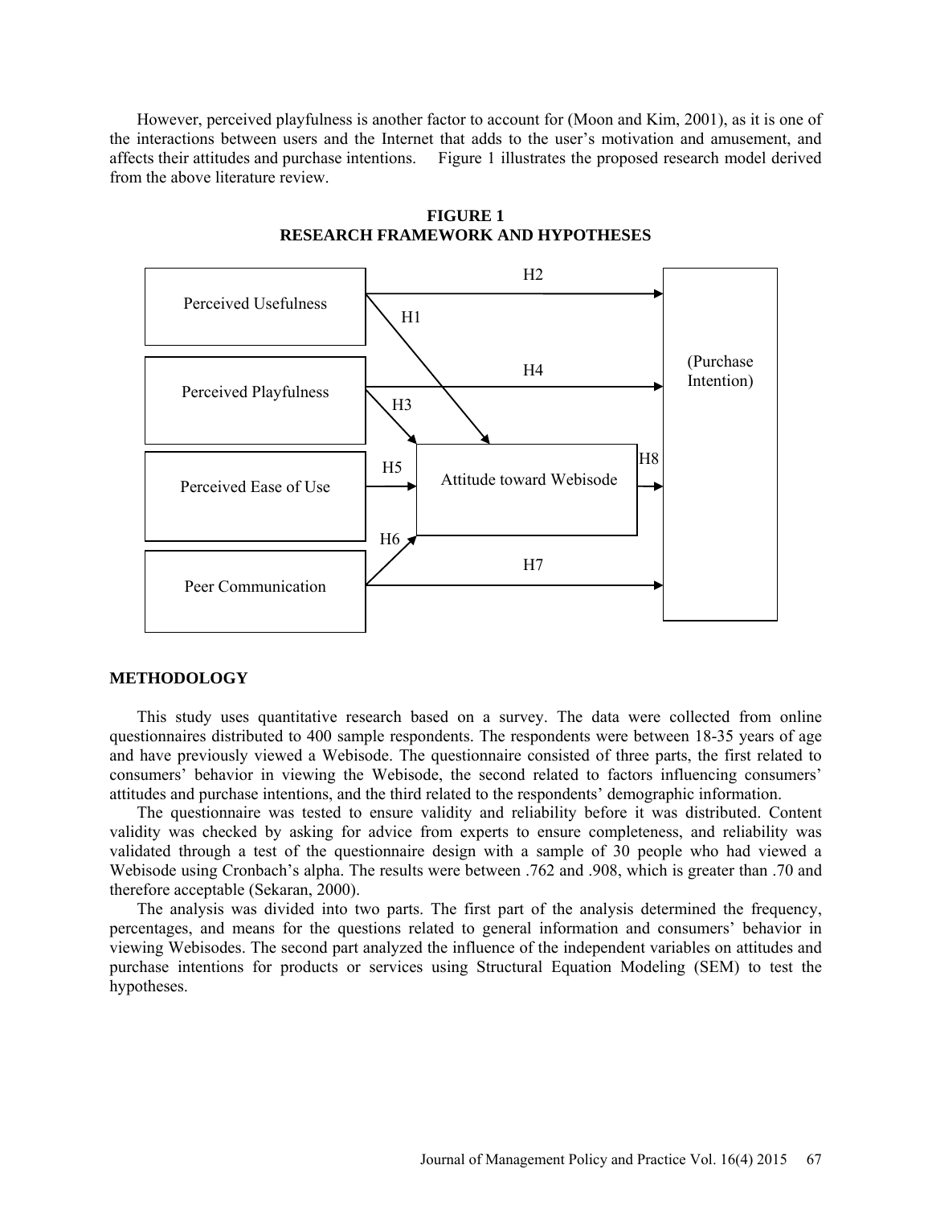However, perceived playfulness is another factor to account for (Moon and Kim, 2001), as it is one of the interactions between users and the Internet that adds to the user's motivation and amusement, and affects their attitudes and purchase intentions. Figure 1 illustrates the proposed research model derived from the above literature review.

**FIGURE 1**
**RESEARCH FRAMEWORK AND HYPOTHESES**

Perceived Usefulness

Perceived Playfulness

Perceived Ease of Use

Peer Communication

Attitude toward Webisode

(Purchase Intention)

H1 H2 H3 H4 H5 H6 H7 H8

## METHODOLOGY

This study uses quantitative research based on a survey. The data were collected from online questionnaires distributed to 400 sample respondents. The respondents were between 18-35 years of age and have previously viewed a Webisode. The questionnaire consisted of three parts, the first related to consumers' behavior in viewing the Webisode, the second related to factors influencing consumers' attitudes and purchase intentions, and the third related to the respondents' demographic information.

The questionnaire was tested to ensure validity and reliability before it was distributed. Content validity was checked by asking for advice from experts to ensure completeness, and reliability was validated through a test of the questionnaire design with a sample of 30 people who had viewed a Webisode using Cronbach's alpha. The results were between .762 and .908, which is greater than .70 and therefore acceptable (Sekaran, 2000).

The analysis was divided into two parts. The first part of the analysis determined the frequency, percentages, and means for the questions related to general information and consumers' behavior in viewing Webisodes. The second part analyzed the influence of the independent variables on attitudes and purchase intentions for products or services using Structural Equation Modeling (SEM) to test the hypotheses.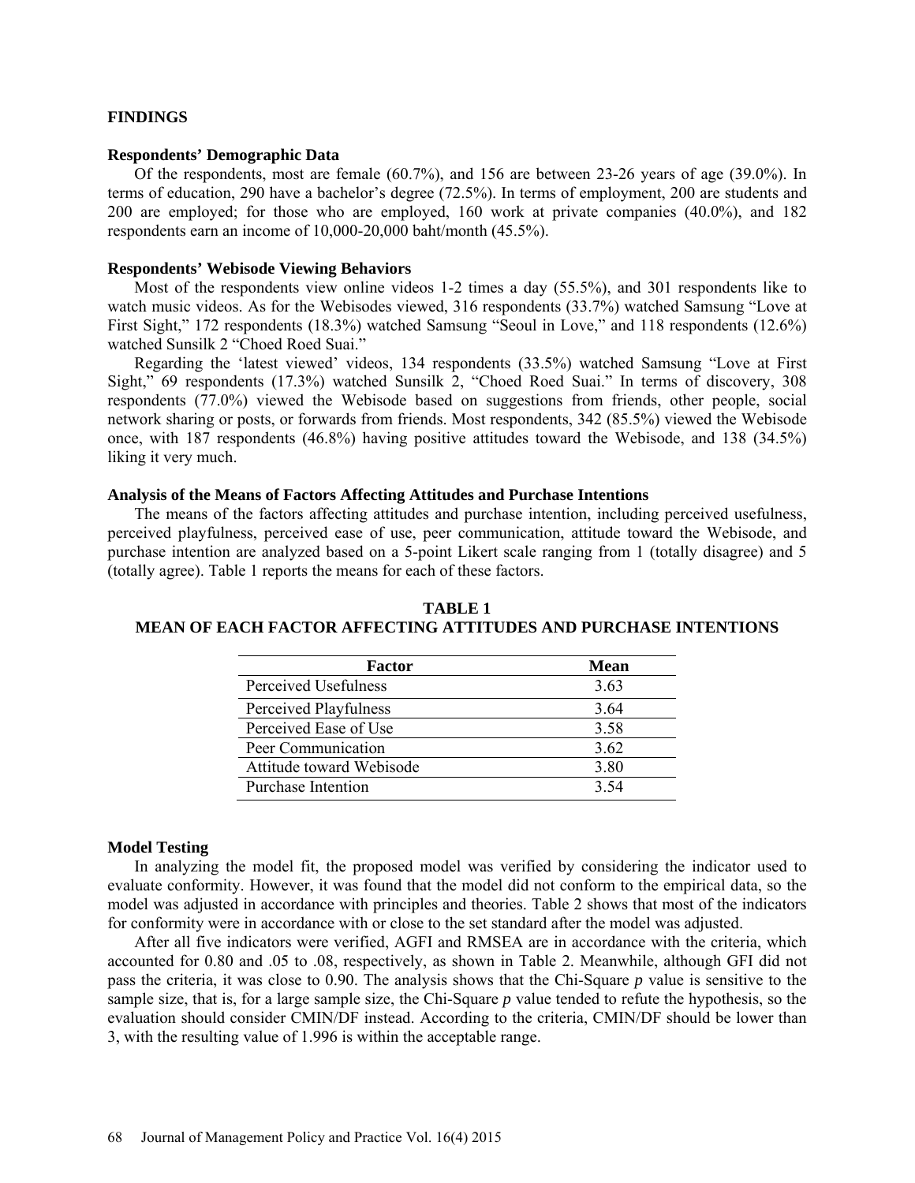## FINDINGS

### Respondents' Demographic Data

Of the respondents, most are female (60.7%), and 156 are between 23-26 years of age (39.0%). In terms of education, 290 have a bachelor's degree (72.5%). In terms of employment, 200 are students and 200 are employed; for those who are employed, 160 work at private companies (40.0%), and 182 respondents earn an income of 10,000-20,000 baht/month (45.5%).

### Respondents' Webisode Viewing Behaviors

Most of the respondents view online videos 1-2 times a day (55.5%), and 301 respondents like to watch music videos. As for the Webisodes viewed, 316 respondents (33.7%) watched Samsung "Love at First Sight," 172 respondents (18.3%) watched Samsung "Seoul in Love," and 118 respondents (12.6%) watched Sunsilk 2 "Choed Roed Suai."

Regarding the 'latest viewed' videos, 134 respondents (33.5%) watched Samsung "Love at First Sight," 69 respondents (17.3%) watched Sunsilk 2, "Choed Roed Suai." In terms of discovery, 308 respondents (77.0%) viewed the Webisode based on suggestions from friends, other people, social network sharing or posts, or forwards from friends. Most respondents, 342 (85.5%) viewed the Webisode once, with 187 respondents (46.8%) having positive attitudes toward the Webisode, and 138 (34.5%) liking it very much.

### Analysis of the Means of Factors Affecting Attitudes and Purchase Intentions

The means of the factors affecting attitudes and purchase intention, including perceived usefulness, perceived playfulness, perceived ease of use, peer communication, attitude toward the Webisode, and purchase intention are analyzed based on a 5-point Likert scale ranging from 1 (totally disagree) and 5 (totally agree). Table 1 reports the means for each of these factors.

**TABLE 1**
**MEAN OF EACH FACTOR AFFECTING ATTITUDES AND PURCHASE INTENTIONS**

| Factor | Mean |
|---|---|
| Perceived Usefulness | 3.63 |
| Perceived Playfulness | 3.64 |
| Perceived Ease of Use | 3.58 |
| Peer Communication | 3.62 |
| Attitude toward Webisode | 3.80 |
| Purchase Intention | 3.54 |

### Model Testing

In analyzing the model fit, the proposed model was verified by considering the indicator used to evaluate conformity. However, it was found that the model did not conform to the empirical data, so the model was adjusted in accordance with principles and theories. Table 2 shows that most of the indicators for conformity were in accordance with or close to the set standard after the model was adjusted.

After all five indicators were verified, AGFI and RMSEA are in accordance with the criteria, which accounted for 0.80 and .05 to .08, respectively, as shown in Table 2. Meanwhile, although GFI did not pass the criteria, it was close to 0.90. The analysis shows that the Chi-Square *p* value is sensitive to the sample size, that is, for a large sample size, the Chi-Square *p* value tended to refute the hypothesis, so the evaluation should consider CMIN/DF instead. According to the criteria, CMIN/DF should be lower than 3, with the resulting value of 1.996 is within the acceptable range.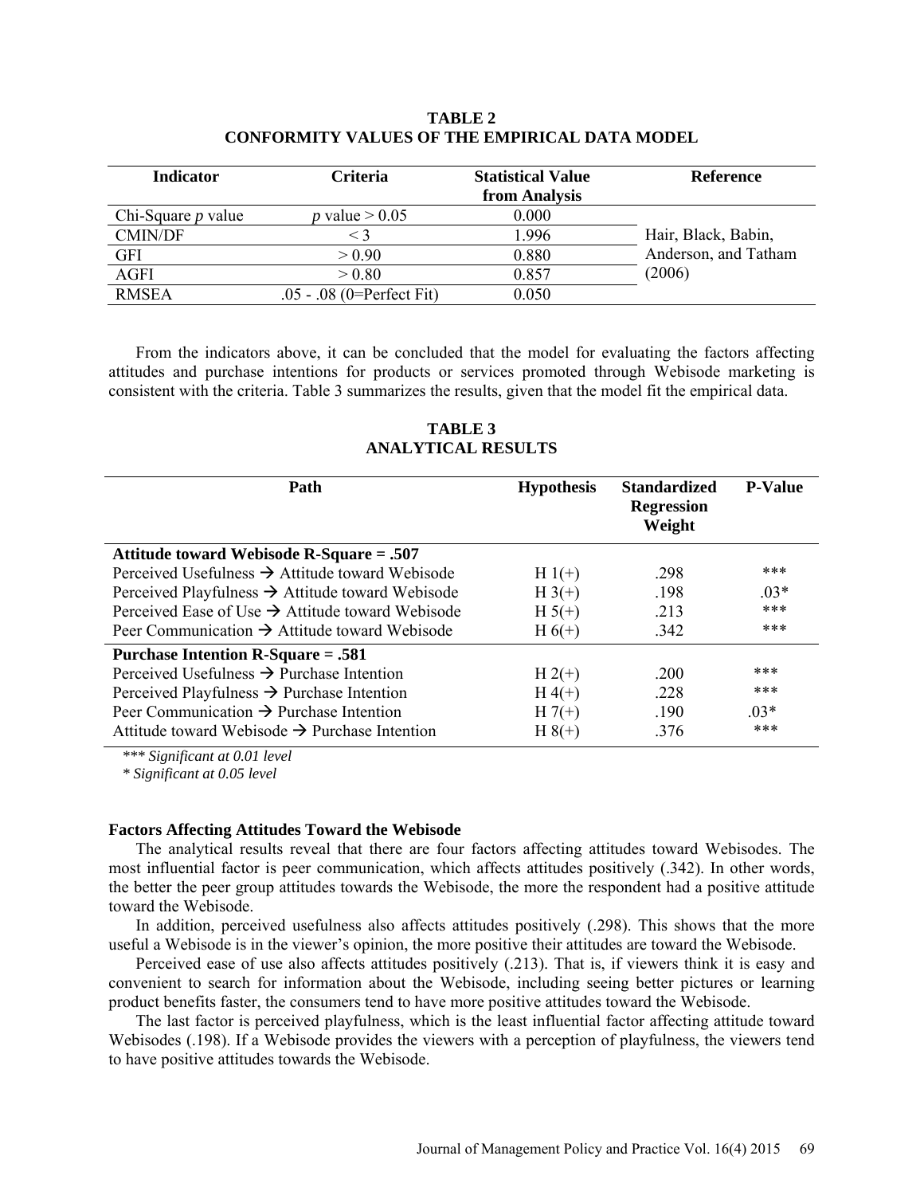**TABLE 2**
**CONFORMITY VALUES OF THE EMPIRICAL DATA MODEL**

| Indicator | Criteria | Statistical Value from Analysis | Reference |
|---|---|---|---|
| Chi-Square *p* value | *p* value > 0.05 | 0.000 | Hair, Black, Babin, Anderson, and Tatham (2006) |
| CMIN/DF | < 3 | 1.996 | |
| GFI | > 0.90 | 0.880 | |
| AGFI | > 0.80 | 0.857 | |
| RMSEA | .05 - .08 (0=Perfect Fit) | 0.050 | |

From the indicators above, it can be concluded that the model for evaluating the factors affecting attitudes and purchase intentions for products or services promoted through Webisode marketing is consistent with the criteria. Table 3 summarizes the results, given that the model fit the empirical data.

**TABLE 3**
**ANALYTICAL RESULTS**

| Path | Hypothesis | Standardized Regression Weight | P-Value |
|---|---|---|---|
| **Attitude toward Webisode R-Square = .507** | | | |
| Perceived Usefulness → Attitude toward Webisode | H 1(+) | .298 | *** |
| Perceived Playfulness → Attitude toward Webisode | H 3(+) | .198 | .03* |
| Perceived Ease of Use → Attitude toward Webisode | H 5(+) | .213 | *** |
| Peer Communication → Attitude toward Webisode | H 6(+) | .342 | *** |
| **Purchase Intention R-Square = .581** | | | |
| Perceived Usefulness → Purchase Intention | H 2(+) | .200 | *** |
| Perceived Playfulness → Purchase Intention | H 4(+) | .228 | *** |
| Peer Communication → Purchase Intention | H 7(+) | .190 | .03* |
| Attitude toward Webisode → Purchase Intention | H 8(+) | .376 | *** |

*\*\*\* Significant at 0.01 level*
*\* Significant at 0.05 level*

### Factors Affecting Attitudes Toward the Webisode

The analytical results reveal that there are four factors affecting attitudes toward Webisodes. The most influential factor is peer communication, which affects attitudes positively (.342). In other words, the better the peer group attitudes towards the Webisode, the more the respondent had a positive attitude toward the Webisode.

In addition, perceived usefulness also affects attitudes positively (.298). This shows that the more useful a Webisode is in the viewer's opinion, the more positive their attitudes are toward the Webisode.

Perceived ease of use also affects attitudes positively (.213). That is, if viewers think it is easy and convenient to search for information about the Webisode, including seeing better pictures or learning product benefits faster, the consumers tend to have more positive attitudes toward the Webisode.

The last factor is perceived playfulness, which is the least influential factor affecting attitude toward Webisodes (.198). If a Webisode provides the viewers with a perception of playfulness, the viewers tend to have positive attitudes towards the Webisode.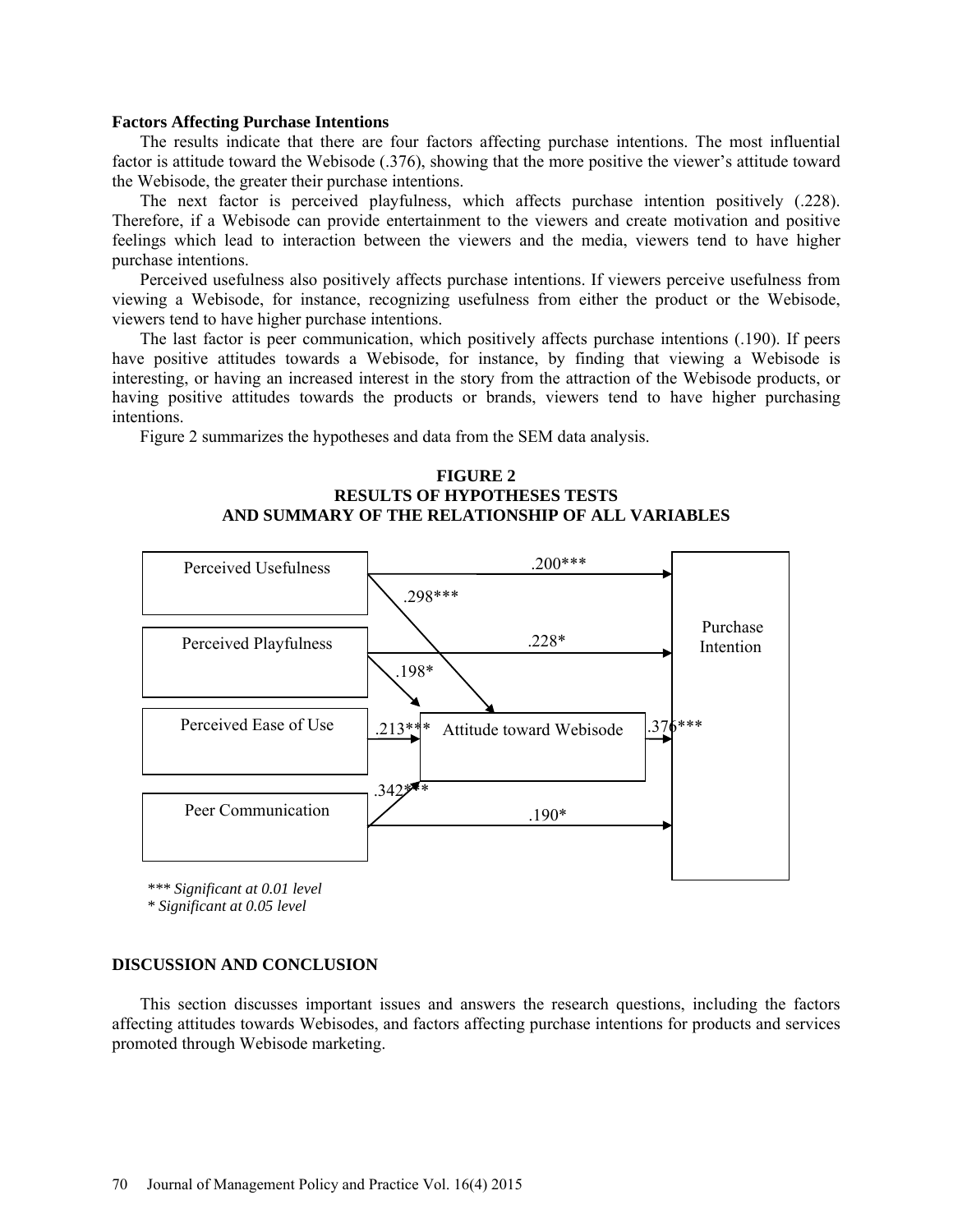### Factors Affecting Purchase Intentions

The results indicate that there are four factors affecting purchase intentions. The most influential factor is attitude toward the Webisode (.376), showing that the more positive the viewer's attitude toward the Webisode, the greater their purchase intentions.

The next factor is perceived playfulness, which affects purchase intention positively (.228). Therefore, if a Webisode can provide entertainment to the viewers and create motivation and positive feelings which lead to interaction between the viewers and the media, viewers tend to have higher purchase intentions.

Perceived usefulness also positively affects purchase intentions. If viewers perceive usefulness from viewing a Webisode, for instance, recognizing usefulness from either the product or the Webisode, viewers tend to have higher purchase intentions.

The last factor is peer communication, which positively affects purchase intentions (.190). If peers have positive attitudes towards a Webisode, for instance, by finding that viewing a Webisode is interesting, or having an increased interest in the story from the attraction of the Webisode products, or having positive attitudes towards the products or brands, viewers tend to have higher purchasing intentions.

Figure 2 summarizes the hypotheses and data from the SEM data analysis.

**FIGURE 2**
**RESULTS OF HYPOTHESES TESTS**
**AND SUMMARY OF THE RELATIONSHIP OF ALL VARIABLES**

| Path | Coefficient |
|---|---|
| Perceived Usefulness → Purchase Intention | .200*** |
| Perceived Usefulness → Attitude toward Webisode | .298*** |
| Perceived Playfulness → Purchase Intention | .228* |
| Perceived Playfulness → Attitude toward Webisode | .198* |
| Perceived Ease of Use → Attitude toward Webisode | .213*** |
| Peer Communication → Attitude toward Webisode | .342*** |
| Peer Communication → Purchase Intention | .190* |
| Attitude toward Webisode → Purchase Intention | .376*** |

*\*\*\* Significant at 0.01 level*
*\* Significant at 0.05 level*

## DISCUSSION AND CONCLUSION

This section discusses important issues and answers the research questions, including the factors affecting attitudes towards Webisodes, and factors affecting purchase intentions for products and services promoted through Webisode marketing.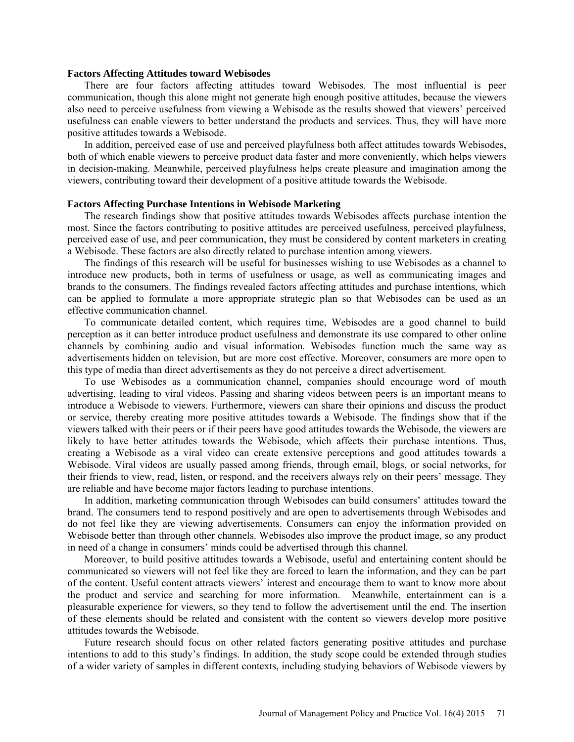### Factors Affecting Attitudes toward Webisodes

There are four factors affecting attitudes toward Webisodes. The most influential is peer communication, though this alone might not generate high enough positive attitudes, because the viewers also need to perceive usefulness from viewing a Webisode as the results showed that viewers' perceived usefulness can enable viewers to better understand the products and services. Thus, they will have more positive attitudes towards a Webisode.

In addition, perceived ease of use and perceived playfulness both affect attitudes towards Webisodes, both of which enable viewers to perceive product data faster and more conveniently, which helps viewers in decision-making. Meanwhile, perceived playfulness helps create pleasure and imagination among the viewers, contributing toward their development of a positive attitude towards the Webisode.

### Factors Affecting Purchase Intentions in Webisode Marketing

The research findings show that positive attitudes towards Webisodes affects purchase intention the most. Since the factors contributing to positive attitudes are perceived usefulness, perceived playfulness, perceived ease of use, and peer communication, they must be considered by content marketers in creating a Webisode. These factors are also directly related to purchase intention among viewers.

The findings of this research will be useful for businesses wishing to use Webisodes as a channel to introduce new products, both in terms of usefulness or usage, as well as communicating images and brands to the consumers. The findings revealed factors affecting attitudes and purchase intentions, which can be applied to formulate a more appropriate strategic plan so that Webisodes can be used as an effective communication channel.

To communicate detailed content, which requires time, Webisodes are a good channel to build perception as it can better introduce product usefulness and demonstrate its use compared to other online channels by combining audio and visual information. Webisodes function much the same way as advertisements hidden on television, but are more cost effective. Moreover, consumers are more open to this type of media than direct advertisements as they do not perceive a direct advertisement.

To use Webisodes as a communication channel, companies should encourage word of mouth advertising, leading to viral videos. Passing and sharing videos between peers is an important means to introduce a Webisode to viewers. Furthermore, viewers can share their opinions and discuss the product or service, thereby creating more positive attitudes towards a Webisode. The findings show that if the viewers talked with their peers or if their peers have good attitudes towards the Webisode, the viewers are likely to have better attitudes towards the Webisode, which affects their purchase intentions. Thus, creating a Webisode as a viral video can create extensive perceptions and good attitudes towards a Webisode. Viral videos are usually passed among friends, through email, blogs, or social networks, for their friends to view, read, listen, or respond, and the receivers always rely on their peers' message. They are reliable and have become major factors leading to purchase intentions.

In addition, marketing communication through Webisodes can build consumers' attitudes toward the brand. The consumers tend to respond positively and are open to advertisements through Webisodes and do not feel like they are viewing advertisements. Consumers can enjoy the information provided on Webisode better than through other channels. Webisodes also improve the product image, so any product in need of a change in consumers' minds could be advertised through this channel.

Moreover, to build positive attitudes towards a Webisode, useful and entertaining content should be communicated so viewers will not feel like they are forced to learn the information, and they can be part of the content. Useful content attracts viewers' interest and encourage them to want to know more about the product and service and searching for more information. Meanwhile, entertainment can is a pleasurable experience for viewers, so they tend to follow the advertisement until the end. The insertion of these elements should be related and consistent with the content so viewers develop more positive attitudes towards the Webisode.

Future research should focus on other related factors generating positive attitudes and purchase intentions to add to this study's findings. In addition, the study scope could be extended through studies of a wider variety of samples in different contexts, including studying behaviors of Webisode viewers by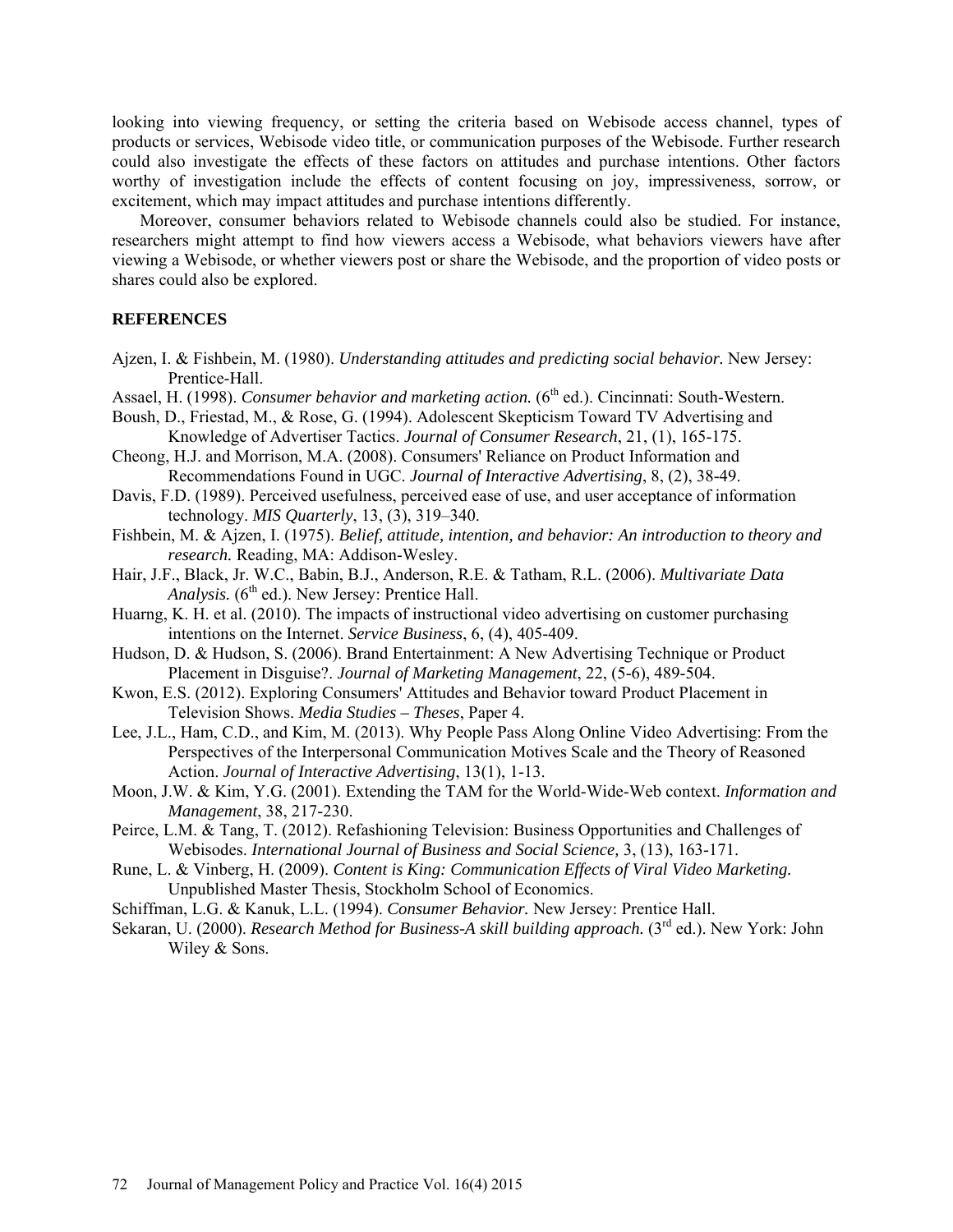looking into viewing frequency, or setting the criteria based on Webisode access channel, types of products or services, Webisode video title, or communication purposes of the Webisode. Further research could also investigate the effects of these factors on attitudes and purchase intentions. Other factors worthy of investigation include the effects of content focusing on joy, impressiveness, sorrow, or excitement, which may impact attitudes and purchase intentions differently.

Moreover, consumer behaviors related to Webisode channels could also be studied. For instance, researchers might attempt to find how viewers access a Webisode, what behaviors viewers have after viewing a Webisode, or whether viewers post or share the Webisode, and the proportion of video posts or shares could also be explored.

## REFERENCES

Ajzen, I. & Fishbein, M. (1980). *Understanding attitudes and predicting social behavior.* New Jersey: Prentice-Hall.

Assael, H. (1998). *Consumer behavior and marketing action.* (6th ed.). Cincinnati: South-Western.

Boush, D., Friestad, M., & Rose, G. (1994). Adolescent Skepticism Toward TV Advertising and Knowledge of Advertiser Tactics. *Journal of Consumer Research*, 21, (1), 165-175.

Cheong, H.J. and Morrison, M.A. (2008). Consumers' Reliance on Product Information and Recommendations Found in UGC. *Journal of Interactive Advertising*, 8, (2), 38-49.

Davis, F.D. (1989). Perceived usefulness, perceived ease of use, and user acceptance of information technology. *MIS Quarterly*, 13, (3), 319–340.

Fishbein, M. & Ajzen, I. (1975). *Belief, attitude, intention, and behavior: An introduction to theory and research.* Reading, MA: Addison-Wesley.

Hair, J.F., Black, Jr. W.C., Babin, B.J., Anderson, R.E. & Tatham, R.L. (2006). *Multivariate Data Analysis.* (6th ed.). New Jersey: Prentice Hall.

Huarng, K. H. et al. (2010). The impacts of instructional video advertising on customer purchasing intentions on the Internet. *Service Business*, 6, (4), 405-409.

Hudson, D. & Hudson, S. (2006). Brand Entertainment: A New Advertising Technique or Product Placement in Disguise?. *Journal of Marketing Management*, 22, (5-6), 489-504.

Kwon, E.S. (2012). Exploring Consumers' Attitudes and Behavior toward Product Placement in Television Shows. *Media Studies – Theses*, Paper 4.

Lee, J.L., Ham, C.D., and Kim, M. (2013). Why People Pass Along Online Video Advertising: From the Perspectives of the Interpersonal Communication Motives Scale and the Theory of Reasoned Action. *Journal of Interactive Advertising*, 13(1), 1-13.

Moon, J.W. & Kim, Y.G. (2001). Extending the TAM for the World-Wide-Web context. *Information and Management*, 38, 217-230.

Peirce, L.M. & Tang, T. (2012). Refashioning Television: Business Opportunities and Challenges of Webisodes. *International Journal of Business and Social Science,* 3, (13), 163-171.

Rune, L. & Vinberg, H. (2009). *Content is King: Communication Effects of Viral Video Marketing.* Unpublished Master Thesis, Stockholm School of Economics.

Schiffman, L.G. & Kanuk, L.L. (1994). *Consumer Behavior.* New Jersey: Prentice Hall.

Sekaran, U. (2000). *Research Method for Business-A skill building approach.* (3rd ed.). New York: John Wiley & Sons.